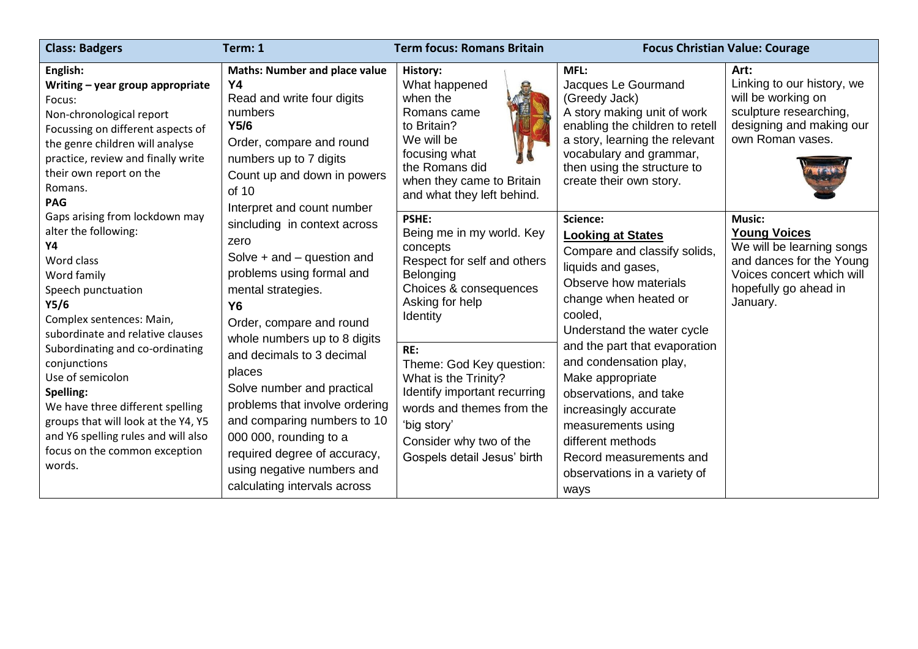| Class: Badgers | Term: 1 | Term focus: Romans Britain | Focus Christian Value: Courage | |
|---|---|---|---|---|
| **English:**<br>**Writing – year group appropriate**<br>Focus:<br>Non-chronological report<br>Focussing on different aspects of the genre children will analyse practice, review and finally write their own report on the Romans.<br>**PAG**<br>Gaps arising from lockdown may alter the following:<br>**Y4**<br>Word class<br>Word family<br>Speech punctuation<br>**Y5/6**<br>Complex sentences: Main, subordinate and relative clauses<br>Subordinating and co-ordinating conjunctions<br>Use of semicolon<br>**Spelling:**<br>We have three different spelling groups that will look at the Y4, Y5 and Y6 spelling rules and will also focus on the common exception words. | **Maths: Number and place value**<br>**Y4**<br>Read and write four digits numbers<br>**Y5/6**<br>Order, compare and round numbers up to 7 digits<br>Count up and down in powers of 10<br>Interpret and count number sincluding in context across zero<br>Solve + and – question and problems using formal and mental strategies.<br>**Y6**<br>Order, compare and round whole numbers up to 8 digits and decimals to 3 decimal places<br>Solve number and practical problems that involve ordering and comparing numbers to 10 000 000, rounding to a required degree of accuracy, using negative numbers and calculating intervals across | **History:**<br>What happened when the Romans came to Britain?<br>We will be focusing what the Romans did when they came to Britain and what they left behind.<br><br>**PSHE:**<br>Being me in my world. Key concepts<br>Respect for self and others<br>Belonging<br>Choices & consequences<br>Asking for help<br>Identity<br><br>**RE:**<br>Theme: God Key question: What is the Trinity?<br>Identify important recurring words and themes from the 'big story'<br>Consider why two of the Gospels detail Jesus' birth | **MFL:**<br>Jacques Le Gourmand (Greedy Jack)<br>A story making unit of work enabling the children to retell a story, learning the relevant vocabulary and grammar, then using the structure to create their own story.<br><br>**Science:**<br>**Looking at States**<br>Compare and classify solids, liquids and gases,<br>Observe how materials change when heated or cooled,<br>Understand the water cycle and the part that evaporation and condensation play,<br>Make appropriate observations, and take increasingly accurate measurements using different methods<br>Record measurements and observations in a variety of ways | **Art:**<br>Linking to our history, we will be working on sculpture researching, designing and making our own Roman vases.<br><br>**Music:**<br>**Young Voices**<br>We will be learning songs and dances for the Young Voices concert which will hopefully go ahead in January. |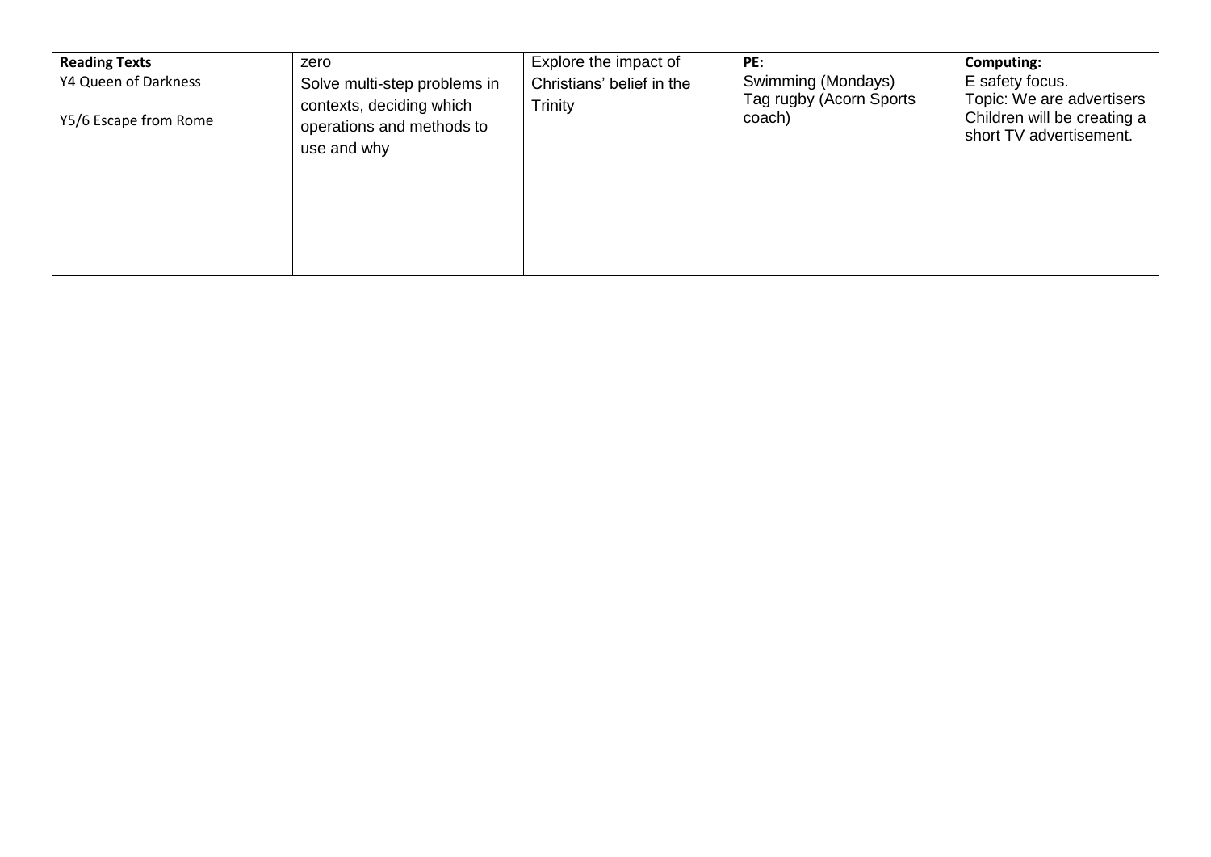| | | | | |
|---|---|---|---|---|
| **Reading Texts**<br>Y4 Queen of Darkness<br><br>Y5/6 Escape from Rome | zero<br>Solve multi-step problems in contexts, deciding which operations and methods to use and why | Explore the impact of Christians' belief in the Trinity | **PE:**<br>Swimming (Mondays)<br>Tag rugby (Acorn Sports coach) | **Computing:**<br>E safety focus.<br>Topic: We are advertisers<br>Children will be creating a short TV advertisement. |